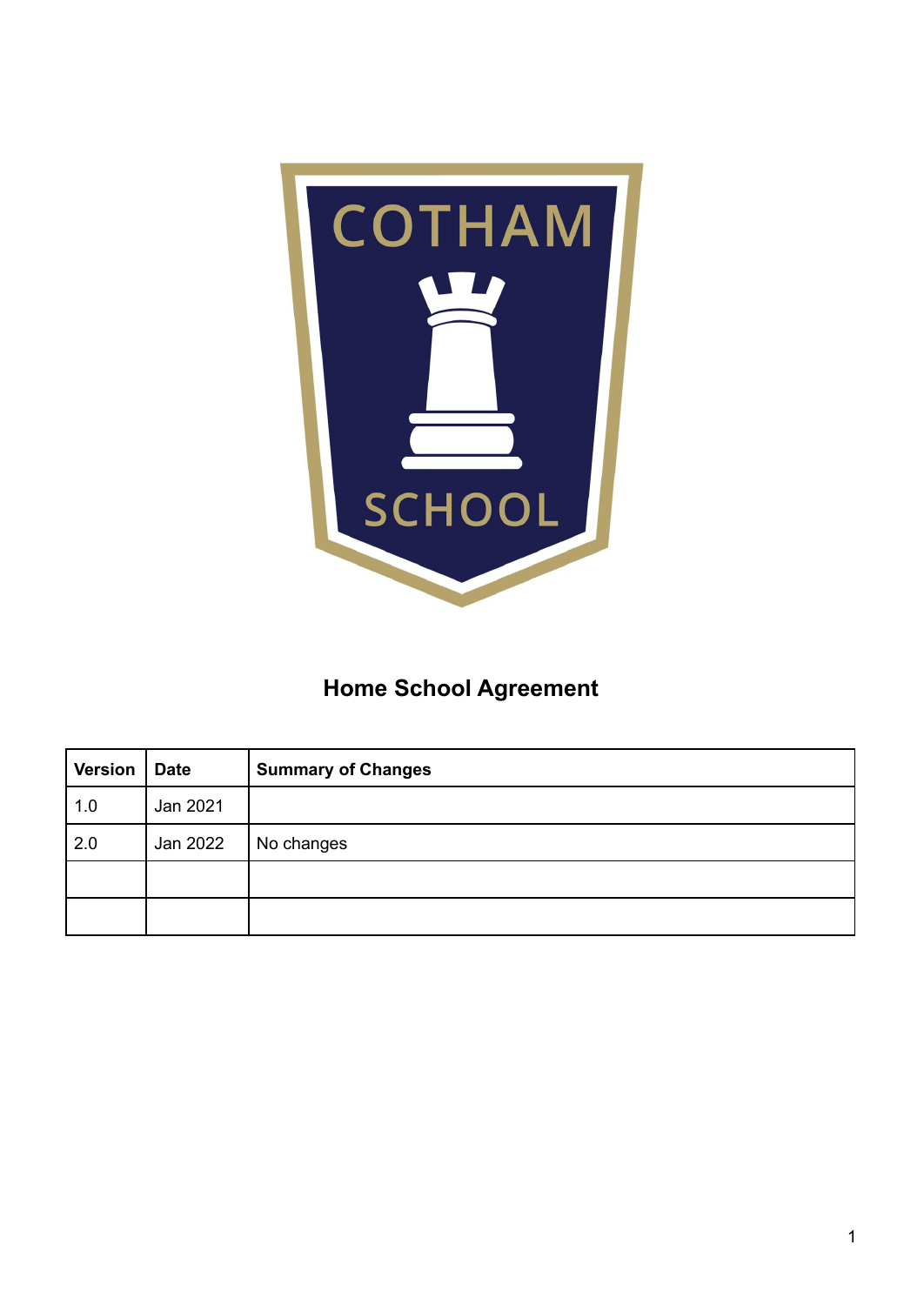# Home School Agreement

| Version | Date | Summary of Changes |
| --- | --- | --- |
| 1.0 | Jan 2021 | |
| 2.0 | Jan 2022 | No changes |
| | | |
| | | |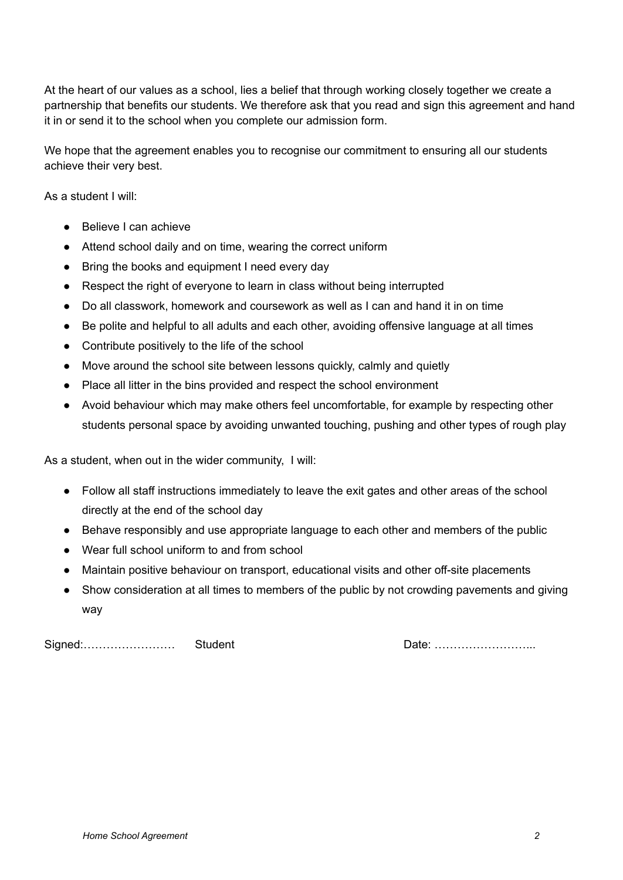At the heart of our values as a school, lies a belief that through working closely together we create a partnership that benefits our students. We therefore ask that you read and sign this agreement and hand it in or send it to the school when you complete our admission form.

We hope that the agreement enables you to recognise our commitment to ensuring all our students achieve their very best.

As a student I will:

- Believe I can achieve
- Attend school daily and on time, wearing the correct uniform
- Bring the books and equipment I need every day
- Respect the right of everyone to learn in class without being interrupted
- Do all classwork, homework and coursework as well as I can and hand it in on time
- Be polite and helpful to all adults and each other, avoiding offensive language at all times
- Contribute positively to the life of the school
- Move around the school site between lessons quickly, calmly and quietly
- Place all litter in the bins provided and respect the school environment
- Avoid behaviour which may make others feel uncomfortable, for example by respecting other students personal space by avoiding unwanted touching, pushing and other types of rough play

As a student, when out in the wider community, I will:

- Follow all staff instructions immediately to leave the exit gates and other areas of the school directly at the end of the school day
- Behave responsibly and use appropriate language to each other and members of the public
- Wear full school uniform to and from school
- Maintain positive behaviour on transport, educational visits and other off-site placements
- Show consideration at all times to members of the public by not crowding pavements and giving way

Signed:…………………… Student Date: ……………………..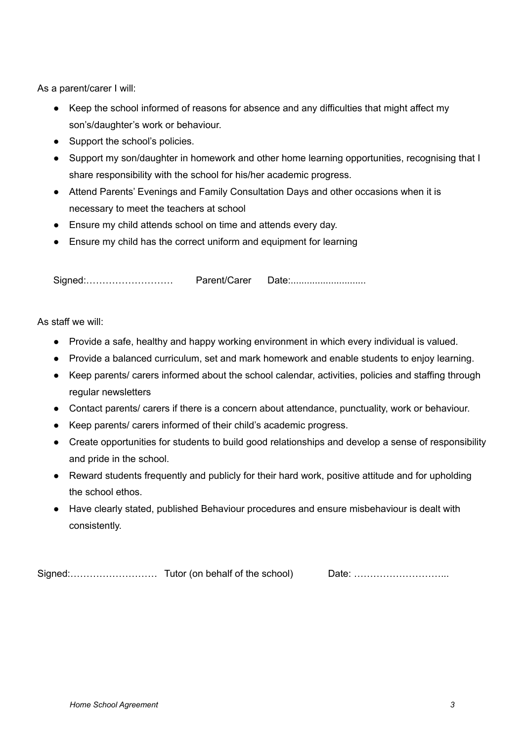As a parent/carer I will:

- Keep the school informed of reasons for absence and any difficulties that might affect my son's/daughter's work or behaviour.
- Support the school's policies.
- Support my son/daughter in homework and other home learning opportunities, recognising that I share responsibility with the school for his/her academic progress.
- Attend Parents' Evenings and Family Consultation Days and other occasions when it is necessary to meet the teachers at school
- Ensure my child attends school on time and attends every day.
- Ensure my child has the correct uniform and equipment for learning

Signed:……………………… Parent/Carer Date:...........................

As staff we will:

- Provide a safe, healthy and happy working environment in which every individual is valued.
- Provide a balanced curriculum, set and mark homework and enable students to enjoy learning.
- Keep parents/ carers informed about the school calendar, activities, policies and staffing through regular newsletters
- Contact parents/ carers if there is a concern about attendance, punctuality, work or behaviour.
- Keep parents/ carers informed of their child's academic progress.
- Create opportunities for students to build good relationships and develop a sense of responsibility and pride in the school.
- Reward students frequently and publicly for their hard work, positive attitude and for upholding the school ethos.
- Have clearly stated, published Behaviour procedures and ensure misbehaviour is dealt with consistently.

Signed:……………………… Tutor (on behalf of the school) Date: ………………………...